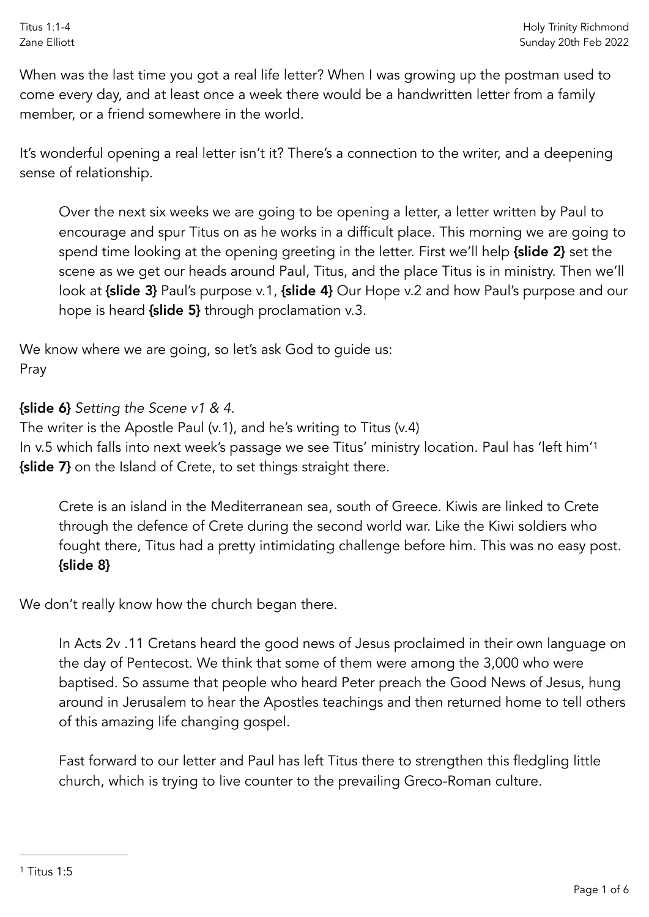When was the last time you got a real life letter? When I was growing up the postman used to come every day, and at least once a week there would be a handwritten letter from a family member, or a friend somewhere in the world.

It's wonderful opening a real letter isn't it? There's a connection to the writer, and a deepening sense of relationship.

> Over the next six weeks we are going to be opening a letter, a letter written by Paul to encourage and spur Titus on as he works in a difficult place. This morning we are going to spend time looking at the opening greeting in the letter. First we'll help **{slide 2}** set the scene as we get our heads around Paul, Titus, and the place Titus is in ministry. Then we'll look at **{slide 3}** Paul's purpose v.1, **{slide 4}** Our Hope v.2 and how Paul's purpose and our hope is heard **{slide 5}** through proclamation v.3.

We know where we are going, so let's ask God to guide us:
Pray

**{slide 6}** *Setting the Scene v1 & 4.*
The writer is the Apostle Paul (v.1), and he's writing to Titus (v.4)
In v.5 which falls into next week's passage we see Titus' ministry location. Paul has 'left him'[1] **{slide 7}** on the Island of Crete, to set things straight there.

> Crete is an island in the Mediterranean sea, south of Greece. Kiwis are linked to Crete through the defence of Crete during the second world war. Like the Kiwi soldiers who fought there, Titus had a pretty intimidating challenge before him. This was no easy post. **{slide 8}**

We don't really know how the church began there.

> In Acts 2v .11 Cretans heard the good news of Jesus proclaimed in their own language on the day of Pentecost. We think that some of them were among the 3,000 who were baptised. So assume that people who heard Peter preach the Good News of Jesus, hung around in Jerusalem to hear the Apostles teachings and then returned home to tell others of this amazing life changing gospel.
>
> Fast forward to our letter and Paul has left Titus there to strengthen this fledgling little church, which is trying to live counter to the prevailing Greco-Roman culture.

---

[1] Titus 1:5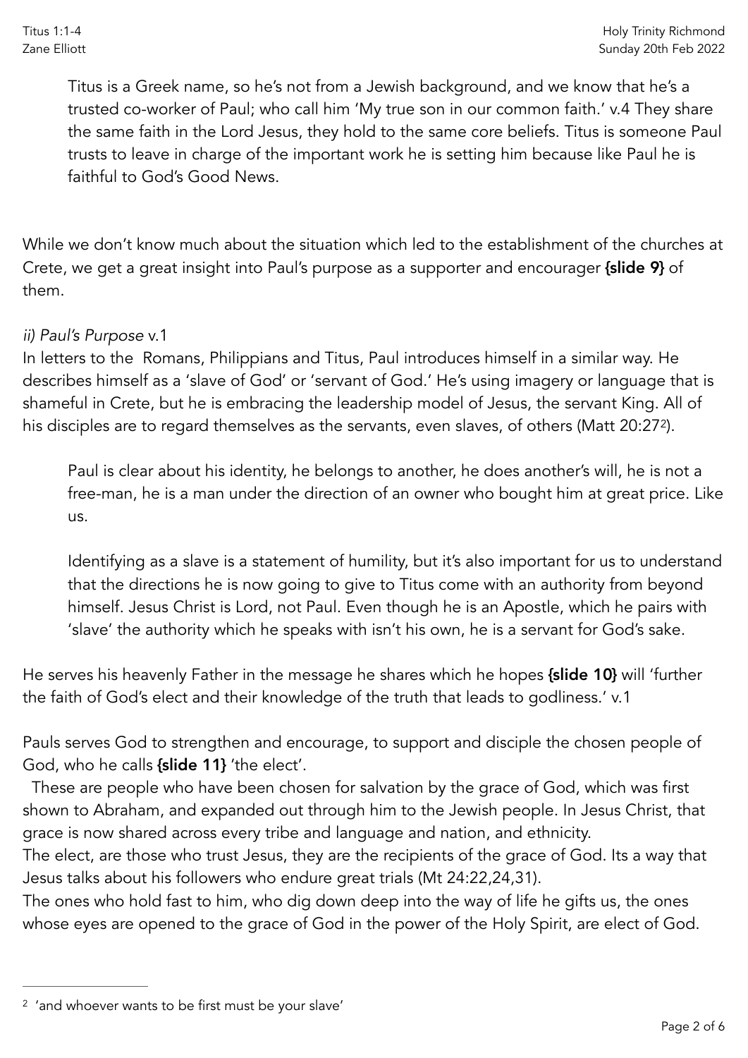Titus is a Greek name, so he's not from a Jewish background, and we know that he's a trusted co-worker of Paul; who call him 'My true son in our common faith.' v.4 They share the same faith in the Lord Jesus, they hold to the same core beliefs. Titus is someone Paul trusts to leave in charge of the important work he is setting him because like Paul he is faithful to God's Good News.

While we don't know much about the situation which led to the establishment of the churches at Crete, we get a great insight into Paul's purpose as a supporter and encourager **{slide 9}** of them.

*ii) Paul's Purpose* v.1

In letters to the Romans, Philippians and Titus, Paul introduces himself in a similar way. He describes himself as a 'slave of God' or 'servant of God.' He's using imagery or language that is shameful in Crete, but he is embracing the leadership model of Jesus, the servant King. All of his disciples are to regard themselves as the servants, even slaves, of others (Matt 20:27[2]).

Paul is clear about his identity, he belongs to another, he does another's will, he is not a free-man, he is a man under the direction of an owner who bought him at great price. Like us.

Identifying as a slave is a statement of humility, but it's also important for us to understand that the directions he is now going to give to Titus come with an authority from beyond himself. Jesus Christ is Lord, not Paul. Even though he is an Apostle, which he pairs with 'slave' the authority which he speaks with isn't his own, he is a servant for God's sake.

He serves his heavenly Father in the message he shares which he hopes **{slide 10}** will 'further the faith of God's elect and their knowledge of the truth that leads to godliness.' v.1

Pauls serves God to strengthen and encourage, to support and disciple the chosen people of God, who he calls **{slide 11}** 'the elect'.

These are people who have been chosen for salvation by the grace of God, which was first shown to Abraham, and expanded out through him to the Jewish people. In Jesus Christ, that grace is now shared across every tribe and language and nation, and ethnicity.

The elect, are those who trust Jesus, they are the recipients of the grace of God. Its a way that Jesus talks about his followers who endure great trials (Mt 24:22,24,31).

The ones who hold fast to him, who dig down deep into the way of life he gifts us, the ones whose eyes are opened to the grace of God in the power of the Holy Spirit, are elect of God.

---

[2] 'and whoever wants to be first must be your slave'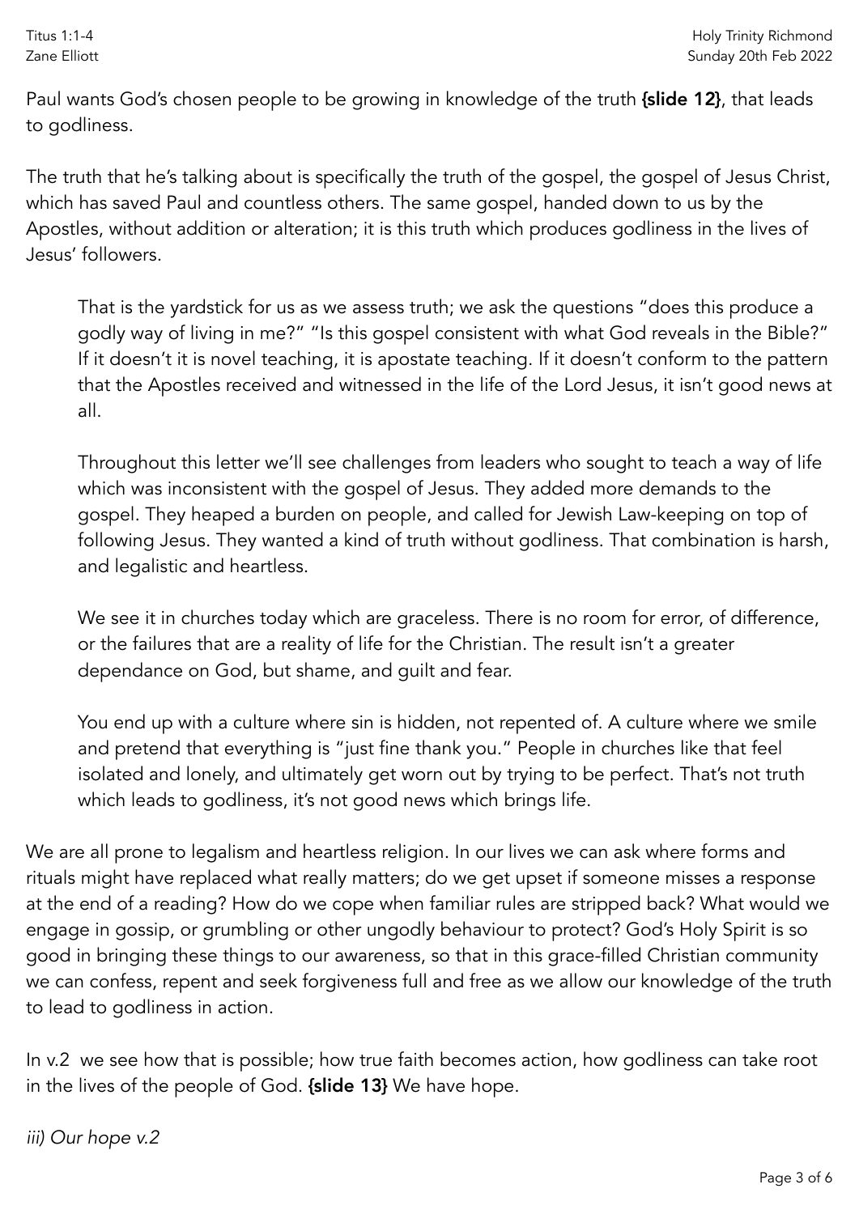Paul wants God's chosen people to be growing in knowledge of the truth **{slide 12}**, that leads to godliness.

The truth that he's talking about is specifically the truth of the gospel, the gospel of Jesus Christ, which has saved Paul and countless others. The same gospel, handed down to us by the Apostles, without addition or alteration; it is this truth which produces godliness in the lives of Jesus' followers.

> That is the yardstick for us as we assess truth; we ask the questions "does this produce a godly way of living in me?" "Is this gospel consistent with what God reveals in the Bible?" If it doesn't it is novel teaching, it is apostate teaching. If it doesn't conform to the pattern that the Apostles received and witnessed in the life of the Lord Jesus, it isn't good news at all.
>
> Throughout this letter we'll see challenges from leaders who sought to teach a way of life which was inconsistent with the gospel of Jesus. They added more demands to the gospel. They heaped a burden on people, and called for Jewish Law-keeping on top of following Jesus. They wanted a kind of truth without godliness. That combination is harsh, and legalistic and heartless.
>
> We see it in churches today which are graceless. There is no room for error, of difference, or the failures that are a reality of life for the Christian. The result isn't a greater dependance on God, but shame, and guilt and fear.
>
> You end up with a culture where sin is hidden, not repented of. A culture where we smile and pretend that everything is "just fine thank you." People in churches like that feel isolated and lonely, and ultimately get worn out by trying to be perfect. That's not truth which leads to godliness, it's not good news which brings life.

We are all prone to legalism and heartless religion. In our lives we can ask where forms and rituals might have replaced what really matters; do we get upset if someone misses a response at the end of a reading? How do we cope when familiar rules are stripped back? What would we engage in gossip, or grumbling or other ungodly behaviour to protect? God's Holy Spirit is so good in bringing these things to our awareness, so that in this grace-filled Christian community we can confess, repent and seek forgiveness full and free as we allow our knowledge of the truth to lead to godliness in action.

In v.2 we see how that is possible; how true faith becomes action, how godliness can take root in the lives of the people of God. **{slide 13}** We have hope.

*iii) Our hope v.2*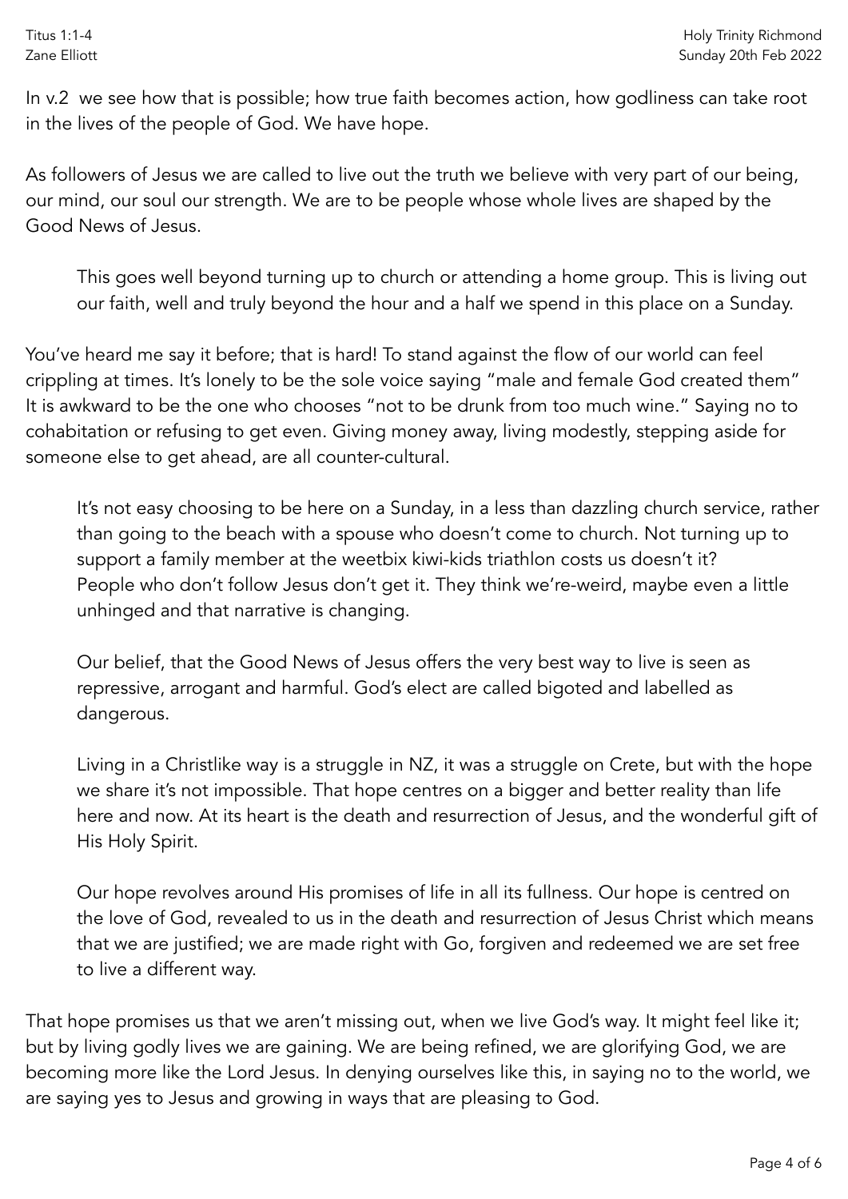In v.2 we see how that is possible; how true faith becomes action, how godliness can take root in the lives of the people of God. We have hope.

As followers of Jesus we are called to live out the truth we believe with very part of our being, our mind, our soul our strength. We are to be people whose whole lives are shaped by the Good News of Jesus.

> This goes well beyond turning up to church or attending a home group. This is living out our faith, well and truly beyond the hour and a half we spend in this place on a Sunday.

You've heard me say it before; that is hard! To stand against the flow of our world can feel crippling at times. It's lonely to be the sole voice saying "male and female God created them" It is awkward to be the one who chooses "not to be drunk from too much wine." Saying no to cohabitation or refusing to get even. Giving money away, living modestly, stepping aside for someone else to get ahead, are all counter-cultural.

> It's not easy choosing to be here on a Sunday, in a less than dazzling church service, rather than going to the beach with a spouse who doesn't come to church. Not turning up to support a family member at the weetbix kiwi-kids triathlon costs us doesn't it? People who don't follow Jesus don't get it. They think we're-weird, maybe even a little unhinged and that narrative is changing.
>
> Our belief, that the Good News of Jesus offers the very best way to live is seen as repressive, arrogant and harmful. God's elect are called bigoted and labelled as dangerous.
>
> Living in a Christlike way is a struggle in NZ, it was a struggle on Crete, but with the hope we share it's not impossible. That hope centres on a bigger and better reality than life here and now. At its heart is the death and resurrection of Jesus, and the wonderful gift of His Holy Spirit.
>
> Our hope revolves around His promises of life in all its fullness. Our hope is centred on the love of God, revealed to us in the death and resurrection of Jesus Christ which means that we are justified; we are made right with Go, forgiven and redeemed we are set free to live a different way.

That hope promises us that we aren't missing out, when we live God's way. It might feel like it; but by living godly lives we are gaining. We are being refined, we are glorifying God, we are becoming more like the Lord Jesus. In denying ourselves like this, in saying no to the world, we are saying yes to Jesus and growing in ways that are pleasing to God.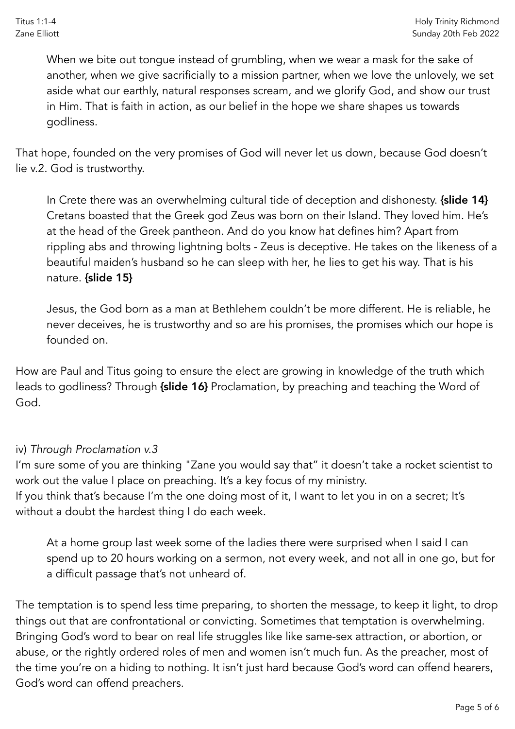When we bite out tongue instead of grumbling, when we wear a mask for the sake of another, when we give sacrificially to a mission partner, when we love the unlovely, we set aside what our earthly, natural responses scream, and we glorify God, and show our trust in Him. That is faith in action, as our belief in the hope we share shapes us towards godliness.

That hope, founded on the very promises of God will never let us down, because God doesn't lie v.2. God is trustworthy.

In Crete there was an overwhelming cultural tide of deception and dishonesty. **{slide 14}** Cretans boasted that the Greek god Zeus was born on their Island. They loved him. He's at the head of the Greek pantheon. And do you know hat defines him? Apart from rippling abs and throwing lightning bolts - Zeus is deceptive. He takes on the likeness of a beautiful maiden's husband so he can sleep with her, he lies to get his way. That is his nature. **{slide 15}**

Jesus, the God born as a man at Bethlehem couldn't be more different. He is reliable, he never deceives, he is trustworthy and so are his promises, the promises which our hope is founded on.

How are Paul and Titus going to ensure the elect are growing in knowledge of the truth which leads to godliness? Through **{slide 16}** Proclamation, by preaching and teaching the Word of God.

iv) *Through Proclamation v.3*

I'm sure some of you are thinking "Zane you would say that" it doesn't take a rocket scientist to work out the value I place on preaching. It's a key focus of my ministry.
If you think that's because I'm the one doing most of it, I want to let you in on a secret; It's without a doubt the hardest thing I do each week.

At a home group last week some of the ladies there were surprised when I said I can spend up to 20 hours working on a sermon, not every week, and not all in one go, but for a difficult passage that's not unheard of.

The temptation is to spend less time preparing, to shorten the message, to keep it light, to drop things out that are confrontational or convicting. Sometimes that temptation is overwhelming. Bringing God's word to bear on real life struggles like like same-sex attraction, or abortion, or abuse, or the rightly ordered roles of men and women isn't much fun. As the preacher, most of the time you're on a hiding to nothing. It isn't just hard because God's word can offend hearers, God's word can offend preachers.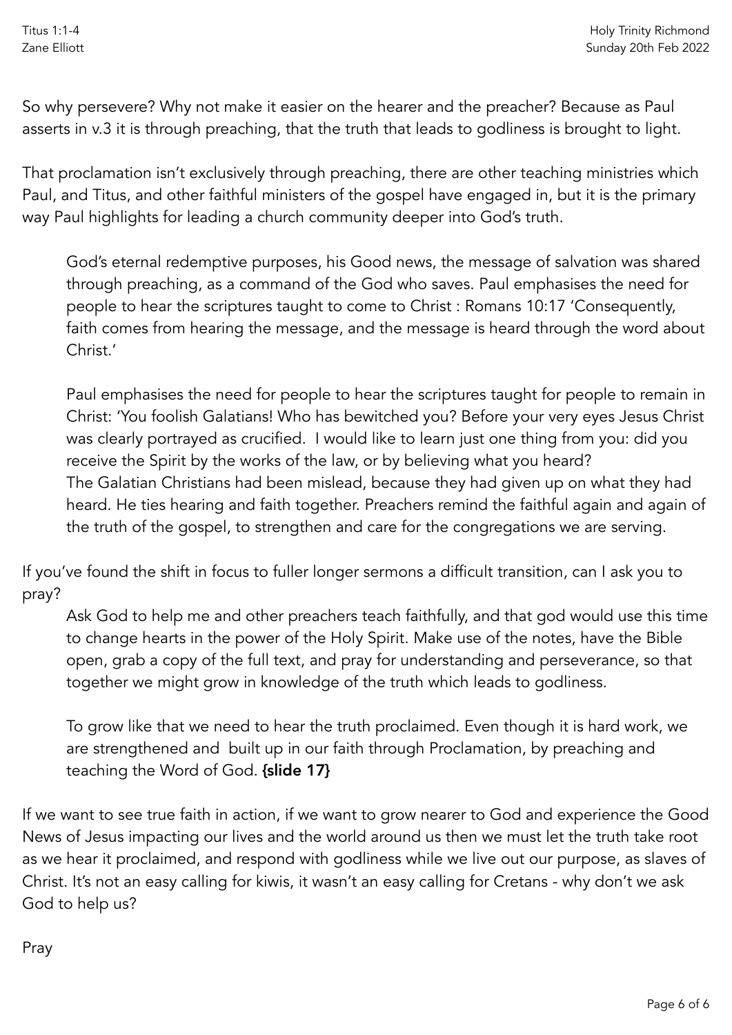So why persevere? Why not make it easier on the hearer and the preacher? Because as Paul asserts in v.3 it is through preaching, that the truth that leads to godliness is brought to light.

That proclamation isn't exclusively through preaching, there are other teaching ministries which Paul, and Titus, and other faithful ministers of the gospel have engaged in, but it is the primary way Paul highlights for leading a church community deeper into God's truth.

> God's eternal redemptive purposes, his Good news, the message of salvation was shared through preaching, as a command of the God who saves. Paul emphasises the need for people to hear the scriptures taught to come to Christ : Romans 10:17 'Consequently, faith comes from hearing the message, and the message is heard through the word about Christ.'
>
> Paul emphasises the need for people to hear the scriptures taught for people to remain in Christ: 'You foolish Galatians! Who has bewitched you? Before your very eyes Jesus Christ was clearly portrayed as crucified. I would like to learn just one thing from you: did you receive the Spirit by the works of the law, or by believing what you heard?
> The Galatian Christians had been mislead, because they had given up on what they had heard. He ties hearing and faith together. Preachers remind the faithful again and again of the truth of the gospel, to strengthen and care for the congregations we are serving.

If you've found the shift in focus to fuller longer sermons a difficult transition, can I ask you to pray?

> Ask God to help me and other preachers teach faithfully, and that god would use this time to change hearts in the power of the Holy Spirit. Make use of the notes, have the Bible open, grab a copy of the full text, and pray for understanding and perseverance, so that together we might grow in knowledge of the truth which leads to godliness.
>
> To grow like that we need to hear the truth proclaimed. Even though it is hard work, we are strengthened and built up in our faith through Proclamation, by preaching and teaching the Word of God. **{slide 17}**

If we want to see true faith in action, if we want to grow nearer to God and experience the Good News of Jesus impacting our lives and the world around us then we must let the truth take root as we hear it proclaimed, and respond with godliness while we live out our purpose, as slaves of Christ. It's not an easy calling for kiwis, it wasn't an easy calling for Cretans - why don't we ask God to help us?

Pray